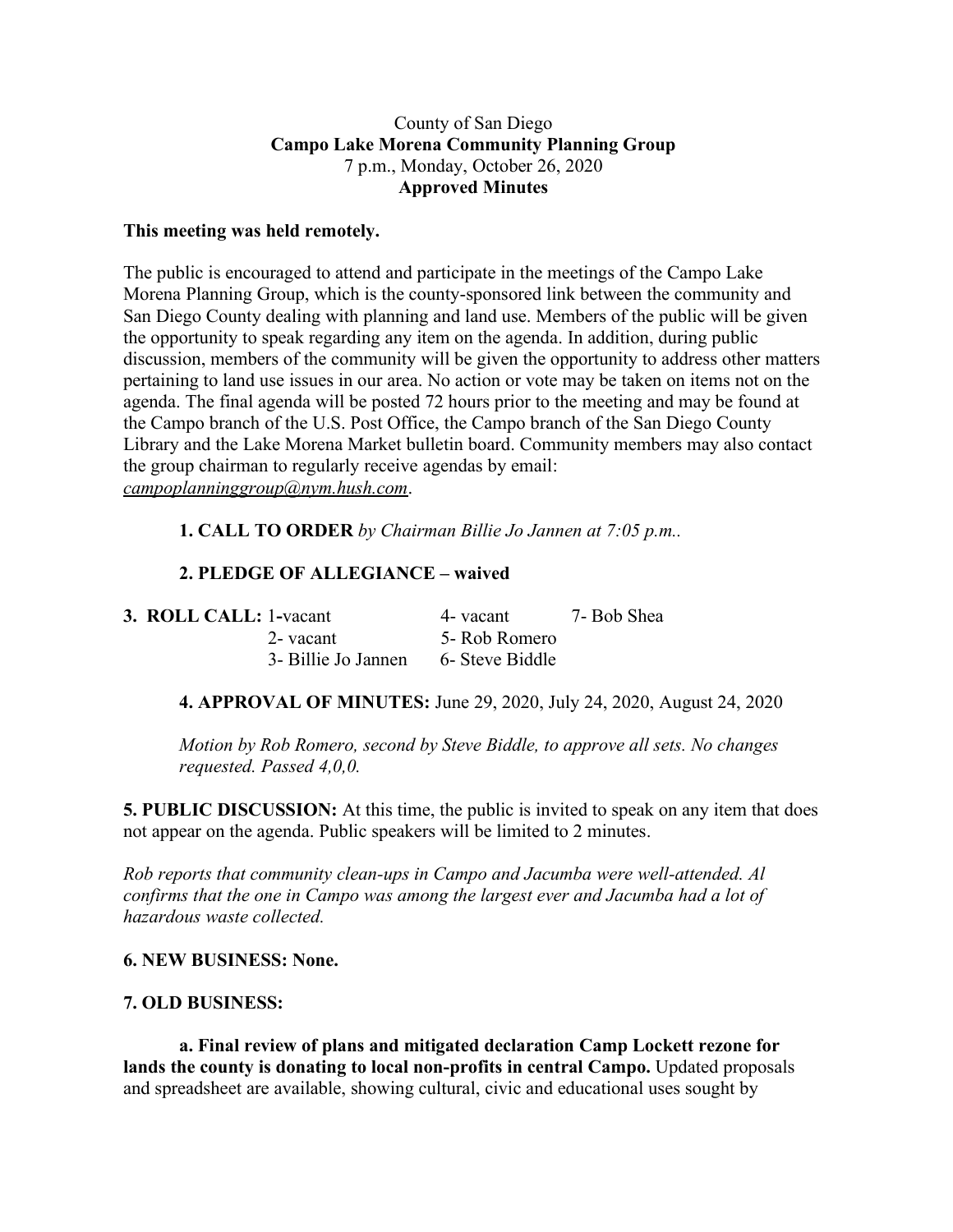County of San Diego

**Campo Lake Morena Community Planning Group**

7 p.m., Monday, October 26, 2020

**Approved Minutes**

**This meeting was held remotely.**

The public is encouraged to attend and participate in the meetings of the Campo Lake Morena Planning Group, which is the county-sponsored link between the community and San Diego County dealing with planning and land use. Members of the public will be given the opportunity to speak regarding any item on the agenda. In addition, during public discussion, members of the community will be given the opportunity to address other matters pertaining to land use issues in our area. No action or vote may be taken on items not on the agenda. The final agenda will be posted 72 hours prior to the meeting and may be found at the Campo branch of the U.S. Post Office, the Campo branch of the San Diego County Library and the Lake Morena Market bulletin board. Community members may also contact the group chairman to regularly receive agendas by email: *campoplanninggroup@nym.hush.com*.

**1. CALL TO ORDER** *by Chairman Billie Jo Jannen at 7:05 p.m..*

**2. PLEDGE OF ALLEGIANCE – waived**

**3. ROLL CALL:**

| | | |
|---|---|---|
| 1-vacant | 4- vacant | 7- Bob Shea |
| 2- vacant | 5- Rob Romero | |
| 3- Billie Jo Jannen | 6- Steve Biddle | |

**4. APPROVAL OF MINUTES:** June 29, 2020, July 24, 2020, August 24, 2020

*Motion by Rob Romero, second by Steve Biddle, to approve all sets. No changes requested. Passed 4,0,0.*

**5. PUBLIC DISCUSSION:** At this time, the public is invited to speak on any item that does not appear on the agenda. Public speakers will be limited to 2 minutes.

*Rob reports that community clean-ups in Campo and Jacumba were well-attended. Al confirms that the one in Campo was among the largest ever and Jacumba had a lot of hazardous waste collected.*

**6. NEW BUSINESS: None.**

**7. OLD BUSINESS:**

**a. Final review of plans and mitigated declaration Camp Lockett rezone for lands the county is donating to local non-profits in central Campo.** Updated proposals and spreadsheet are available, showing cultural, civic and educational uses sought by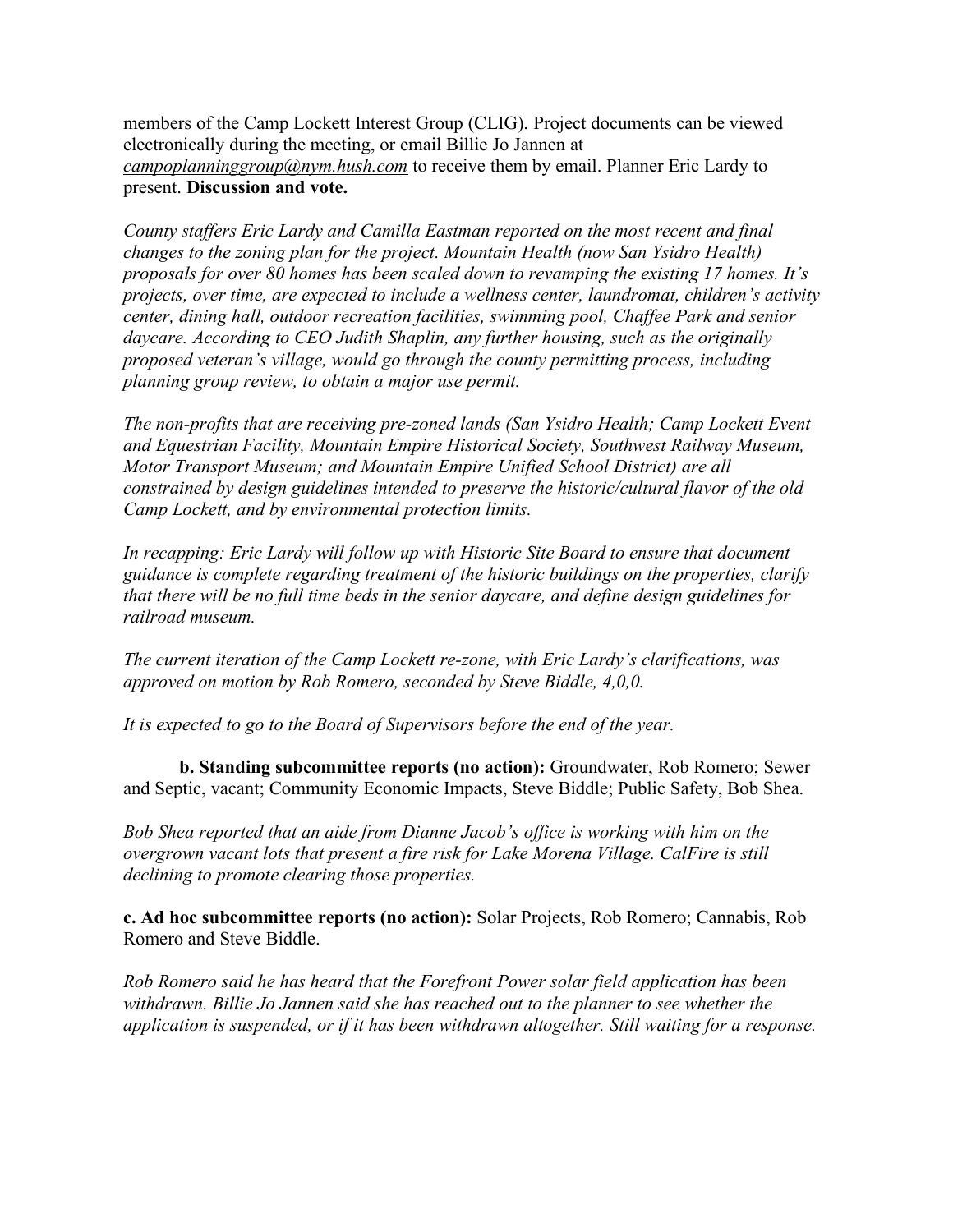members of the Camp Lockett Interest Group (CLIG). Project documents can be viewed electronically during the meeting, or email Billie Jo Jannen at *campoplanninggroup@nym.hush.com* to receive them by email. Planner Eric Lardy to present. **Discussion and vote.**

*County staffers Eric Lardy and Camilla Eastman reported on the most recent and final changes to the zoning plan for the project. Mountain Health (now San Ysidro Health) proposals for over 80 homes has been scaled down to revamping the existing 17 homes. It's projects, over time, are expected to include a wellness center, laundromat, children's activity center, dining hall, outdoor recreation facilities, swimming pool, Chaffee Park and senior daycare. According to CEO Judith Shaplin, any further housing, such as the originally proposed veteran's village, would go through the county permitting process, including planning group review, to obtain a major use permit.*

*The non-profits that are receiving pre-zoned lands (San Ysidro Health; Camp Lockett Event and Equestrian Facility, Mountain Empire Historical Society, Southwest Railway Museum, Motor Transport Museum; and Mountain Empire Unified School District) are all constrained by design guidelines intended to preserve the historic/cultural flavor of the old Camp Lockett, and by environmental protection limits.*

*In recapping: Eric Lardy will follow up with Historic Site Board to ensure that document guidance is complete regarding treatment of the historic buildings on the properties, clarify that there will be no full time beds in the senior daycare, and define design guidelines for railroad museum.*

*The current iteration of the Camp Lockett re-zone, with Eric Lardy's clarifications, was approved on motion by Rob Romero, seconded by Steve Biddle, 4,0,0.*

*It is expected to go to the Board of Supervisors before the end of the year.*

**b. Standing subcommittee reports (no action):** Groundwater, Rob Romero; Sewer and Septic, vacant; Community Economic Impacts, Steve Biddle; Public Safety, Bob Shea.

*Bob Shea reported that an aide from Dianne Jacob's office is working with him on the overgrown vacant lots that present a fire risk for Lake Morena Village. CalFire is still declining to promote clearing those properties.*

**c. Ad hoc subcommittee reports (no action):** Solar Projects, Rob Romero; Cannabis, Rob Romero and Steve Biddle.

*Rob Romero said he has heard that the Forefront Power solar field application has been withdrawn. Billie Jo Jannen said she has reached out to the planner to see whether the application is suspended, or if it has been withdrawn altogether. Still waiting for a response.*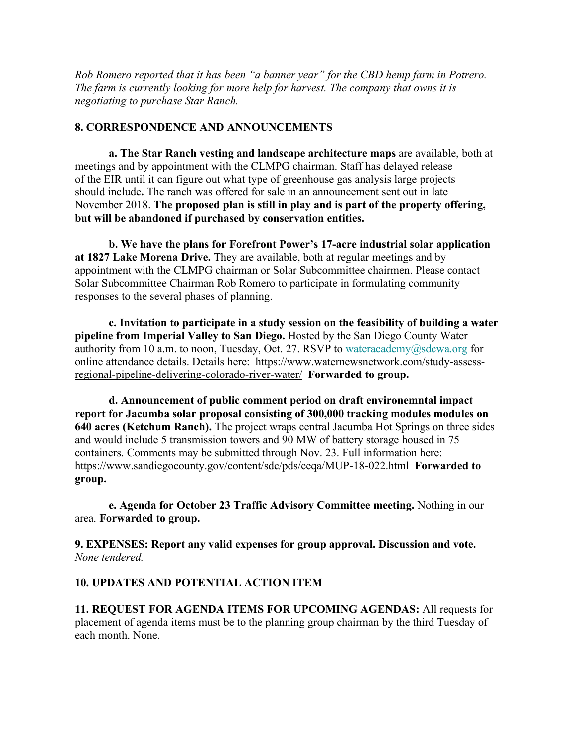*Rob Romero reported that it has been "a banner year" for the CBD hemp farm in Potrero. The farm is currently looking for more help for harvest. The company that owns it is negotiating to purchase Star Ranch.*

**8. CORRESPONDENCE AND ANNOUNCEMENTS**

**a. The Star Ranch vesting and landscape architecture maps** are available, both at meetings and by appointment with the CLMPG chairman. Staff has delayed release of the EIR until it can figure out what type of greenhouse gas analysis large projects should include**.** The ranch was offered for sale in an announcement sent out in late November 2018. **The proposed plan is still in play and is part of the property offering, but will be abandoned if purchased by conservation entities.**

**b. We have the plans for Forefront Power's 17-acre industrial solar application at 1827 Lake Morena Drive.** They are available, both at regular meetings and by appointment with the CLMPG chairman or Solar Subcommittee chairmen. Please contact Solar Subcommittee Chairman Rob Romero to participate in formulating community responses to the several phases of planning.

**c. Invitation to participate in a study session on the feasibility of building a water pipeline from Imperial Valley to San Diego.** Hosted by the San Diego County Water authority from 10 a.m. to noon, Tuesday, Oct. 27. RSVP to wateracademy@sdcwa.org for online attendance details. Details here: https://www.waternewsnetwork.com/study-assess-regional-pipeline-delivering-colorado-river-water/ **Forwarded to group.**

**d. Announcement of public comment period on draft environemntal impact report for Jacumba solar proposal consisting of 300,000 tracking modules modules on 640 acres (Ketchum Ranch).** The project wraps central Jacumba Hot Springs on three sides and would include 5 transmission towers and 90 MW of battery storage housed in 75 containers. Comments may be submitted through Nov. 23. Full information here: https://www.sandiegocounty.gov/content/sdc/pds/ceqa/MUP-18-022.html **Forwarded to group.**

**e. Agenda for October 23 Traffic Advisory Committee meeting.** Nothing in our area. **Forwarded to group.**

**9. EXPENSES: Report any valid expenses for group approval. Discussion and vote.**
*None tendered.*

**10. UPDATES AND POTENTIAL ACTION ITEM**

**11. REQUEST FOR AGENDA ITEMS FOR UPCOMING AGENDAS:** All requests for placement of agenda items must be to the planning group chairman by the third Tuesday of each month. None.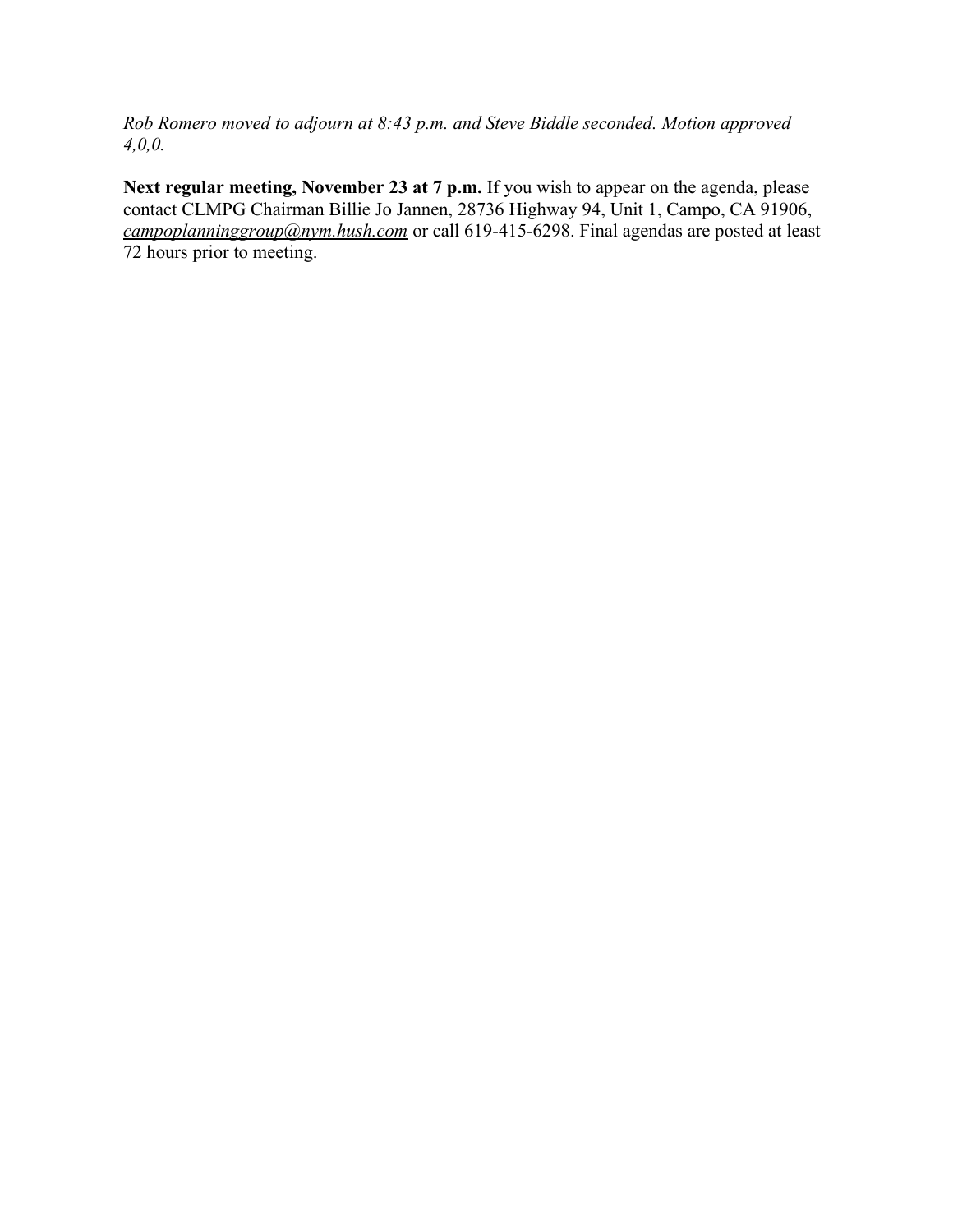*Rob Romero moved to adjourn at 8:43 p.m. and Steve Biddle seconded. Motion approved 4,0,0.*

**Next regular meeting, November 23 at 7 p.m.** If you wish to appear on the agenda, please contact CLMPG Chairman Billie Jo Jannen, 28736 Highway 94, Unit 1, Campo, CA 91906, *campoplanninggroup@nym.hush.com* or call 619-415-6298. Final agendas are posted at least 72 hours prior to meeting.